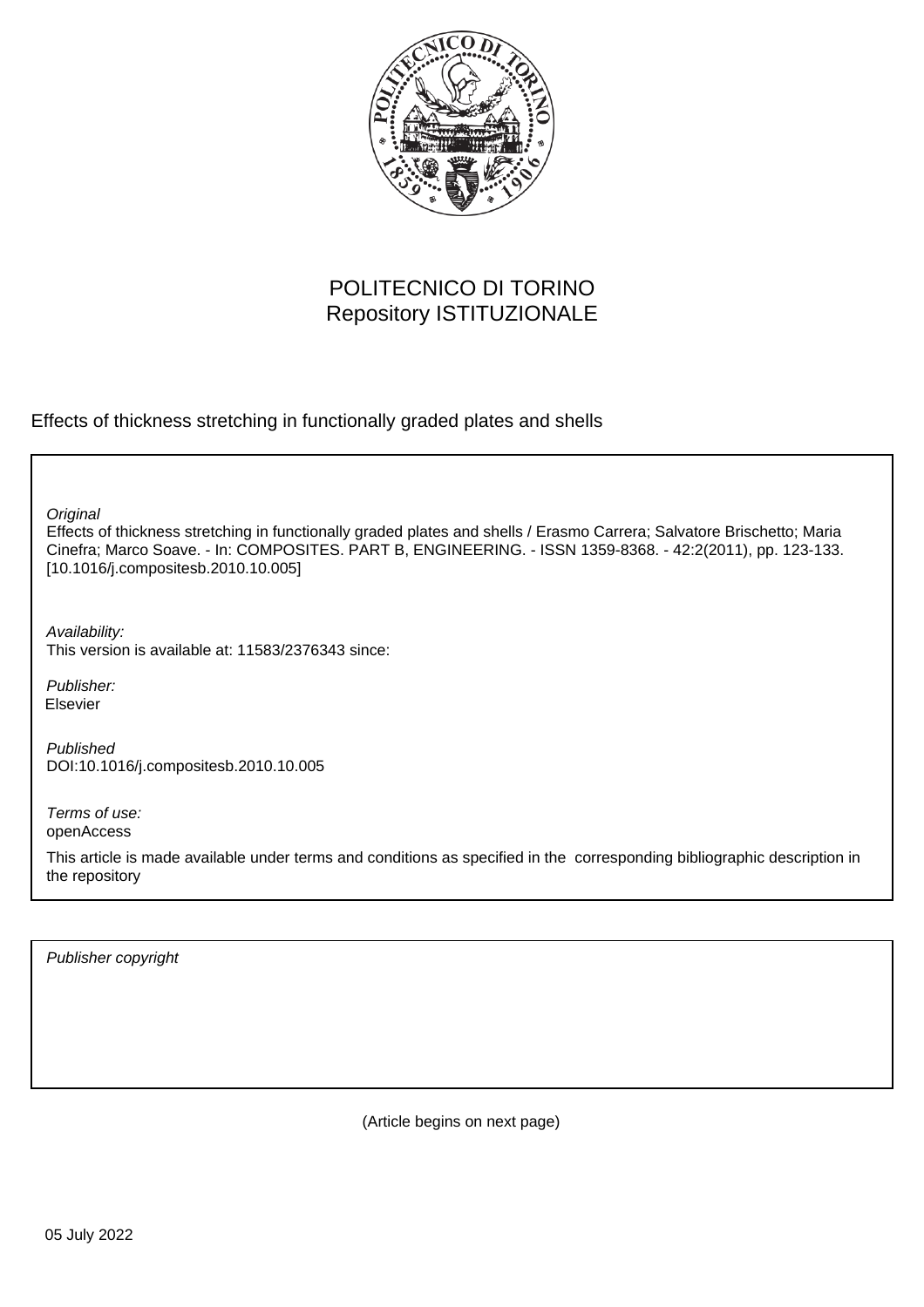POLITECNICO DI TORINO
Repository ISTITUZIONALE

Effects of thickness stretching in functionally graded plates and shells

*Original*
Effects of thickness stretching in functionally graded plates and shells / Erasmo Carrera; Salvatore Brischetto; Maria Cinefra; Marco Soave. - In: COMPOSITES. PART B, ENGINEERING. - ISSN 1359-8368. - 42:2(2011), pp. 123-133. [10.1016/j.compositesb.2010.10.005]

*Availability:*
This version is available at: 11583/2376343 since:

*Publisher:*
Elsevier

*Published*
DOI:10.1016/j.compositesb.2010.10.005

*Terms of use:*
openAccess

This article is made available under terms and conditions as specified in the corresponding bibliographic description in the repository

*Publisher copyright*

(Article begins on next page)

05 July 2022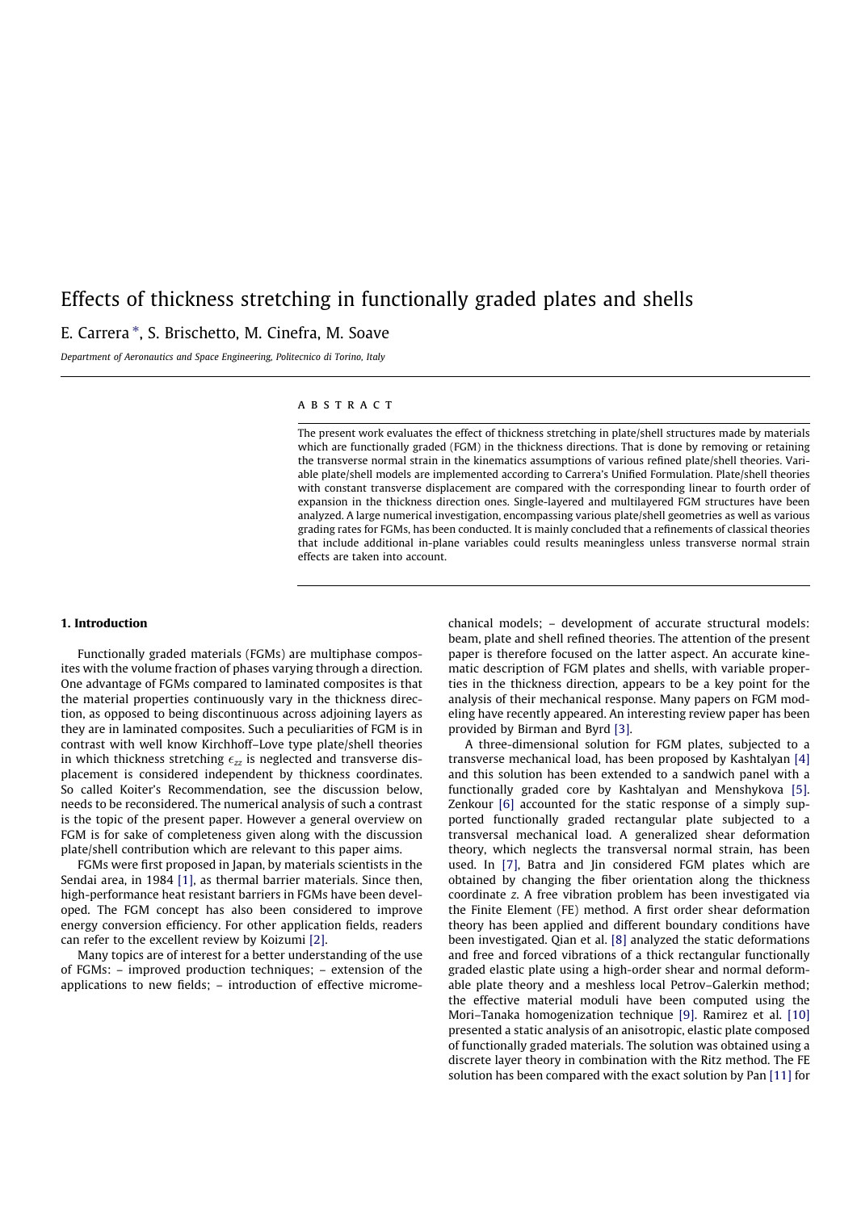# Effects of thickness stretching in functionally graded plates and shells

E. Carrera *, S. Brischetto, M. Cinefra, M. Soave

*Department of Aeronautics and Space Engineering, Politecnico di Torino, Italy*

## ABSTRACT

The present work evaluates the effect of thickness stretching in plate/shell structures made by materials which are functionally graded (FGM) in the thickness directions. That is done by removing or retaining the transverse normal strain in the kinematics assumptions of various refined plate/shell theories. Variable plate/shell models are implemented according to Carrera's Unified Formulation. Plate/shell theories with constant transverse displacement are compared with the corresponding linear to fourth order of expansion in the thickness direction ones. Single-layered and multilayered FGM structures have been analyzed. A large numerical investigation, encompassing various plate/shell geometries as well as various grading rates for FGMs, has been conducted. It is mainly concluded that a refinements of classical theories that include additional in-plane variables could results meaningless unless transverse normal strain effects are taken into account.

## 1. Introduction

Functionally graded materials (FGMs) are multiphase composites with the volume fraction of phases varying through a direction. One advantage of FGMs compared to laminated composites is that the material properties continuously vary in the thickness direction, as opposed to being discontinuous across adjoining layers as they are in laminated composites. Such a peculiarities of FGM is in contrast with well know Kirchhoff–Love type plate/shell theories in which thickness stretching $\epsilon_{zz}$ is neglected and transverse displacement is considered independent by thickness coordinates. So called Koiter's Recommendation, see the discussion below, needs to be reconsidered. The numerical analysis of such a contrast is the topic of the present paper. However a general overview on FGM is for sake of completeness given along with the discussion plate/shell contribution which are relevant to this paper aims.

FGMs were first proposed in Japan, by materials scientists in the Sendai area, in 1984 [1], as thermal barrier materials. Since then, high-performance heat resistant barriers in FGMs have been developed. The FGM concept has also been considered to improve energy conversion efficiency. For other application fields, readers can refer to the excellent review by Koizumi [2].

Many topics are of interest for a better understanding of the use of FGMs: – improved production techniques; – extension of the applications to new fields; – introduction of effective micromechanical models; – development of accurate structural models: beam, plate and shell refined theories. The attention of the present paper is therefore focused on the latter aspect. An accurate kinematic description of FGM plates and shells, with variable properties in the thickness direction, appears to be a key point for the analysis of their mechanical response. Many papers on FGM modeling have recently appeared. An interesting review paper has been provided by Birman and Byrd [3].

A three-dimensional solution for FGM plates, subjected to a transverse mechanical load, has been proposed by Kashtalyan [4] and this solution has been extended to a sandwich panel with a functionally graded core by Kashtalyan and Menshykova [5]. Zenkour [6] accounted for the static response of a simply supported functionally graded rectangular plate subjected to a transversal mechanical load. A generalized shear deformation theory, which neglects the transversal normal strain, has been used. In [7], Batra and Jin considered FGM plates which are obtained by changing the fiber orientation along the thickness coordinate *z*. A free vibration problem has been investigated via the Finite Element (FE) method. A first order shear deformation theory has been applied and different boundary conditions have been investigated. Qian et al. [8] analyzed the static deformations and free and forced vibrations of a thick rectangular functionally graded elastic plate using a high-order shear and normal deformable plate theory and a meshless local Petrov–Galerkin method; the effective material moduli have been computed using the Mori–Tanaka homogenization technique [9]. Ramirez et al. [10] presented a static analysis of an anisotropic, elastic plate composed of functionally graded materials. The solution was obtained using a discrete layer theory in combination with the Ritz method. The FE solution has been compared with the exact solution by Pan [11] for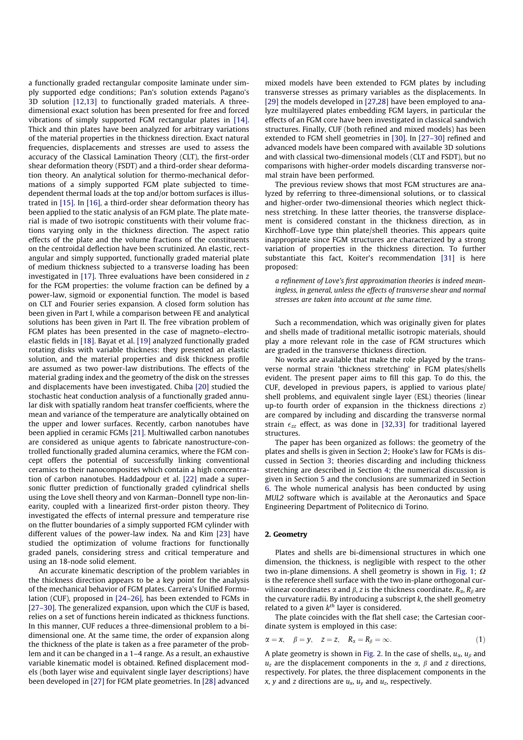a functionally graded rectangular composite laminate under simply supported edge conditions; Pan's solution extends Pagano's 3D solution [12,13] to functionally graded materials. A three-dimensional exact solution has been presented for free and forced vibrations of simply supported FGM rectangular plates in [14]. Thick and thin plates have been analyzed for arbitrary variations of the material properties in the thickness direction. Exact natural frequencies, displacements and stresses are used to assess the accuracy of the Classical Lamination Theory (CLT), the first-order shear deformation theory (FSDT) and a third-order shear deformation theory. An analytical solution for thermo-mechanical deformations of a simply supported FGM plate subjected to time-dependent thermal loads at the top and/or bottom surfaces is illustrated in [15]. In [16], a third-order shear deformation theory has been applied to the static analysis of an FGM plate. The plate material is made of two isotropic constituents with their volume fractions varying only in the thickness direction. The aspect ratio effects of the plate and the volume fractions of the constituents on the centroidal deflection have been scrutinized. An elastic, rectangular and simply supported, functionally graded material plate of medium thickness subjected to a transverse loading has been investigated in [17]. Three evaluations have been considered in $z$ for the FGM properties: the volume fraction can be defined by a power-law, sigmoid or exponential function. The model is based on CLT and Fourier series expansion. A closed form solution has been given in Part I, while a comparison between FE and analytical solutions has been given in Part II. The free vibration problem of FGM plates has been presented in the case of magneto–electro-elastic fields in [18]. Bayat et al. [19] analyzed functionally graded rotating disks with variable thickness: they presented an elastic solution, and the material properties and disk thickness profile are assumed as two power-law distributions. The effects of the material grading index and the geometry of the disk on the stresses and displacements have been investigated. Chiba [20] studied the stochastic heat conduction analysis of a functionally graded annular disk with spatially random heat transfer coefficients, where the mean and variance of the temperature are analytically obtained on the upper and lower surfaces. Recently, carbon nanotubes have been applied in ceramic FGMs [21]. Multiwalled carbon nanotubes are considered as unique agents to fabricate nanostructure-controlled functionally graded alumina ceramics, where the FGM concept offers the potential of successfully linking conventional ceramics to their nanocomposites which contain a high concentration of carbon nanotubes. Haddadpour et al. [22] made a supersonic flutter prediction of functionally graded cylindrical shells using the Love shell theory and von Karman–Donnell type non-linearity, coupled with a linearized first-order piston theory. They investigated the effects of internal pressure and temperature rise on the flutter boundaries of a simply supported FGM cylinder with different values of the power-law index. Na and Kim [23] have studied the optimization of volume fractions for functionally graded panels, considering stress and critical temperature and using an 18-node solid element.

An accurate kinematic description of the problem variables in the thickness direction appears to be a key point for the analysis of the mechanical behavior of FGM plates. Carrera's Unified Formulation (CUF), proposed in [24–26], has been extended to FGMs in [27–30]. The generalized expansion, upon which the CUF is based, relies on a set of functions herein indicated as thickness functions. In this manner, CUF reduces a three-dimensional problem to a bi-dimensional one. At the same time, the order of expansion along the thickness of the plate is taken as a free parameter of the problem and it can be changed in a 1–4 range. As a result, an exhaustive variable kinematic model is obtained. Refined displacement models (both layer wise and equivalent single layer descriptions) have been developed in [27] for FGM plate geometries. In [28] advanced mixed models have been extended to FGM plates by including transverse stresses as primary variables as the displacements. In [29] the models developed in [27,28] have been employed to analyze multilayered plates embedding FGM layers, in particular the effects of an FGM core have been investigated in classical sandwich structures. Finally, CUF (both refined and mixed models) has been extended to FGM shell geometries in [30]. In [27–30] refined and advanced models have been compared with available 3D solutions and with classical two-dimensional models (CLT and FSDT), but no comparisons with higher-order models discarding transverse normal strain have been performed.

The previous review shows that most FGM structures are analyzed by referring to three-dimensional solutions, or to classical and higher-order two-dimensional theories which neglect thickness stretching. In these latter theories, the transverse displacement is considered constant in the thickness direction, as in Kirchhoff–Love type thin plate/shell theories. This appears quite inappropriate since FGM structures are characterized by a strong variation of properties in the thickness direction. To further substantiate this fact, Koiter's recommendation [31] is here proposed:

> *a refinement of Love's first approximation theories is indeed meaningless, in general, unless the effects of transverse shear and normal stresses are taken into account at the same time.*

Such a recommendation, which was originally given for plates and shells made of traditional metallic isotropic materials, should play a more relevant role in the case of FGM structures which are graded in the transverse thickness direction.

No works are available that make the role played by the transverse normal strain 'thickness stretching' in FGM plates/shells evident. The present paper aims to fill this gap. To do this, the CUF, developed in previous papers, is applied to various plate/shell problems, and equivalent single layer (ESL) theories (linear up-to fourth order of expansion in the thickness directions $z$) are compared by including and discarding the transverse normal strain $\epsilon_{zz}$ effect, as was done in [32,33] for traditional layered structures.

The paper has been organized as follows: the geometry of the plates and shells is given in Section 2; Hooke's law for FGMs is discussed in Section 3; theories discarding and including thickness stretching are described in Section 4; the numerical discussion is given in Section 5 and the conclusions are summarized in Section 6. The whole numerical analysis has been conducted by using *MUL2* software which is available at the Aeronautics and Space Engineering Department of Politecnico di Torino.

## 2. Geometry

Plates and shells are bi-dimensional structures in which one dimension, the thickness, is negligible with respect to the other two in-plane dimensions. A shell geometry is shown in Fig. 1; $\Omega$ is the reference shell surface with the two in-plane orthogonal curvilinear coordinates $\alpha$ and $\beta$, $z$ is the thickness coordinate. $R_\alpha$, $R_\beta$ are the curvature radii. By introducing a subscript $k$, the shell geometry related to a given $k^{th}$ layer is considered.

The plate coincides with the flat shell case; the Cartesian coordinate system is employed in this case:

$$\alpha = x, \quad \beta = y, \quad z = z, \quad R_\alpha = R_\beta = \infty. \tag{1}$$

A plate geometry is shown in Fig. 2. In the case of shells, $u_\alpha$, $u_\beta$ and $u_z$ are the displacement components in the $\alpha$, $\beta$ and $z$ directions, respectively. For plates, the three displacement components in the $x$, $y$ and $z$ directions are $u_x$, $u_y$ and $u_z$, respectively.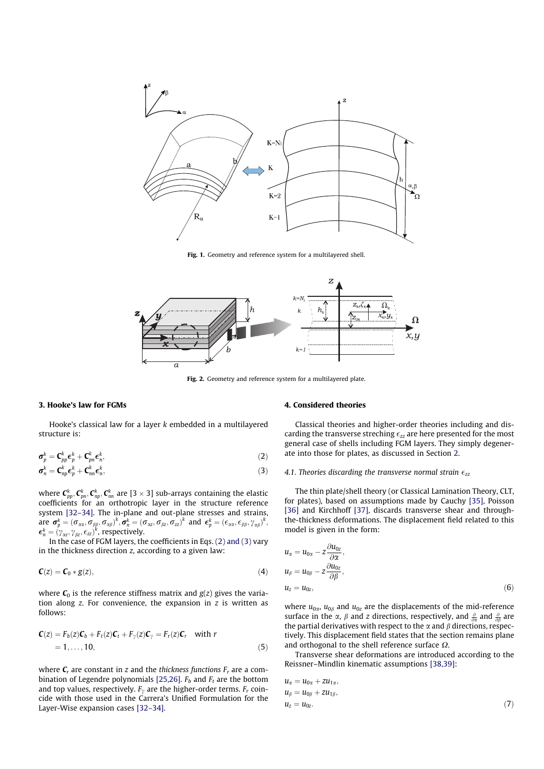Fig. 1. Geometry and reference system for a multilayered shell.

Fig. 2. Geometry and reference system for a multilayered plate.

### 3. Hooke's law for FGMs

Hooke's classical law for a layer $k$ embedded in a multilayered structure is:

$$\boldsymbol{\sigma}_p^k = \mathbf{C}_{pp}^k \boldsymbol{\epsilon}_p^k + \mathbf{C}_{pn}^k \boldsymbol{\epsilon}_n^k, \tag{2}$$

$$\boldsymbol{\sigma}_n^k = \mathbf{C}_{np}^k \boldsymbol{\epsilon}_p^k + \mathbf{C}_{nn}^k \boldsymbol{\epsilon}_n^k, \tag{3}$$

where $\mathbf{C}_{pp}^k, \mathbf{C}_{pn}^k, \mathbf{C}_{np}^k, \mathbf{C}_{nn}^k$ are $[3 \times 3]$ sub-arrays containing the elastic coefficients for an orthotropic layer in the structure reference system [32–34]. The in-plane and out-plane stresses and strains, are $\boldsymbol{\sigma}_p^k = (\sigma_{\alpha\alpha}, \sigma_{\beta\beta}, \sigma_{\alpha\beta})^k, \boldsymbol{\sigma}_n^k = (\sigma_{\alpha z}, \sigma_{\beta z}, \sigma_{zz})^k$ and $\boldsymbol{\epsilon}_p^k = (\epsilon_{\alpha\alpha}, \epsilon_{\beta\beta}, \gamma_{\alpha\beta})^k$, $\boldsymbol{\epsilon}_n^k = (\gamma_{\alpha z}, \gamma_{\beta z}, \epsilon_{zz})^k$, respectively.

In the case of FGM layers, the coefficients in Eqs. (2) and (3) vary in the thickness direction $z$, according to a given law:

$$\mathbf{C}(z) = \mathbf{C}_0 * g(z), \tag{4}$$

where $\mathbf{C}_0$ is the reference stiffness matrix and $g(z)$ gives the variation along $z$. For convenience, the expansion in $z$ is written as follows:

$$\mathbf{C}(z) = F_b(z)\mathbf{C}_b + F_t(z)\mathbf{C}_t + F_\gamma(z)\mathbf{C}_\gamma = F_r(z)\mathbf{C}_r \quad \text{with } r = 1, \ldots, 10, \tag{5}$$

where $\mathbf{C}_r$ are constant in $z$ and the *thickness functions* $F_r$ are a combination of Legendre polynomials [25,26]. $F_b$ and $F_t$ are the bottom and top values, respectively. $F_\gamma$ are the higher-order terms. $F_r$ coincide with those used in the Carrera's Unified Formulation for the Layer-Wise expansion cases [32–34].

### 4. Considered theories

Classical theories and higher-order theories including and discarding the transverse streching $\epsilon_{zz}$ are here presented for the most general case of shells including FGM layers. They simply degenerate into those for plates, as discussed in Section 2.

#### 4.1. Theories discarding the transverse normal strain $\epsilon_{zz}$

The thin plate/shell theory (or Classical Lamination Theory, CLT, for plates), based on assumptions made by Cauchy [35], Poisson [36] and Kirchhoff [37], discards transverse shear and through-the-thickness deformations. The displacement field related to this model is given in the form:

$$u_\alpha = u_{0\alpha} - z\frac{\partial u_{0z}}{\partial \alpha},$$
$$u_\beta = u_{0\beta} - z\frac{\partial u_{0z}}{\partial \beta},$$
$$u_z = u_{0z}, \tag{6}$$

where $u_{0\alpha}$, $u_{0\beta}$ and $u_{0z}$ are the displacements of the mid-reference surface in the $\alpha$, $\beta$ and $z$ directions, respectively, and $\frac{\partial}{\partial \alpha}$ and $\frac{\partial}{\partial \beta}$ are the partial derivatives with respect to the $\alpha$ and $\beta$ directions, respectively. This displacement field states that the section remains plane and orthogonal to the shell reference surface $\Omega$.

Transverse shear deformations are introduced according to the Reissner–Mindlin kinematic assumptions [38,39]:

$$u_\alpha = u_{0\alpha} + zu_{1\alpha},$$
$$u_\beta = u_{0\beta} + zu_{1\beta},$$
$$u_z = u_{0z}. \tag{7}$$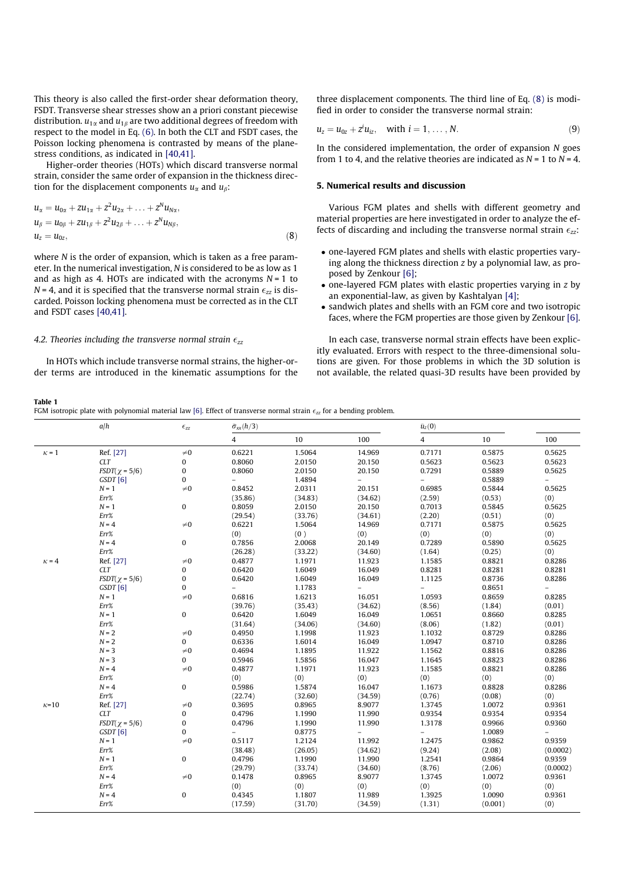This theory is also called the first-order shear deformation theory, FSDT. Transverse shear stresses show an a priori constant piecewise distribution. $u_{1\alpha}$ and $u_{1\beta}$ are two additional degrees of freedom with respect to the model in Eq. (6). In both the CLT and FSDT cases, the Poisson locking phenomena is contrasted by means of the plane-stress conditions, as indicated in [40,41].

Higher-order theories (HOTs) which discard transverse normal strain, consider the same order of expansion in the thickness direction for the displacement components $u_\alpha$ and $u_\beta$:

$$
\begin{aligned}
u_\alpha &= u_{0\alpha} + z u_{1\alpha} + z^2 u_{2\alpha} + \ldots + z^N u_{N\alpha},\\
u_\beta &= u_{0\beta} + z u_{1\beta} + z^2 u_{2\beta} + \ldots + z^N u_{N\beta},\\
u_z &= u_{0z},
\end{aligned}
\tag{8}
$$

where $N$ is the order of expansion, which is taken as a free parameter. In the numerical investigation, $N$ is considered to be as low as 1 and as high as 4. HOTs are indicated with the acronyms $N = 1$ to $N = 4$, and it is specified that the transverse normal strain $\epsilon_{zz}$ is discarded. Poisson locking phenomena must be corrected as in the CLT and FSDT cases [40,41].

### 4.2. Theories including the transverse normal strain $\epsilon_{zz}$

In HOTs which include transverse normal strains, the higher-order terms are introduced in the kinematic assumptions for the three displacement components. The third line of Eq. (8) is modified in order to consider the transverse normal strain:

$$
u_z = u_{0z} + z^i u_{iz}, \quad \text{with } i = 1, \ldots, N. \tag{9}
$$

In the considered implementation, the order of expansion $N$ goes from 1 to 4, and the relative theories are indicated as $N = 1$ to $N = 4$.

## 5. Numerical results and discussion

Various FGM plates and shells with different geometry and material properties are here investigated in order to analyze the effects of discarding and including the transverse normal strain $\epsilon_{zz}$:

- one-layered FGM plates and shells with elastic properties varying along the thickness direction $z$ by a polynomial law, as proposed by Zenkour [6];
- one-layered FGM plates with elastic properties varying in $z$ by an exponential-law, as given by Kashtalyan [4];
- sandwich plates and shells with an FGM core and two isotropic faces, where the FGM properties are those given by Zenkour [6].

In each case, transverse normal strain effects have been explicitly evaluated. Errors with respect to the three-dimensional solutions are given. For those problems in which the 3D solution is not available, the related quasi-3D results have been provided by

**Table 1**
FGM isotropic plate with polynomial material law [6]. Effect of transverse normal strain $\epsilon_{zz}$ for a bending problem.

| | $a/h$ | $\epsilon_{zz}$ | $\bar{\sigma}_{xx}(h/3)$ | | | $\bar{u}_z(0)$ | | |
|---|---|---|---|---|---|---|---|---|
| | | | 4 | 10 | 100 | 4 | 10 | 100 |
| $\kappa = 1$ | Ref. [27] | ≠0 | 0.6221 | 1.5064 | 14.969 | 0.7171 | 0.5875 | 0.5625 |
| | CLT | 0 | 0.8060 | 2.0150 | 20.150 | 0.5623 | 0.5623 | 0.5623 |
| | FSDT($\chi = 5/6$) | 0 | 0.8060 | 2.0150 | 20.150 | 0.7291 | 0.5889 | 0.5625 |
| | GSDT [6] | 0 | – | 1.4894 | – | – | 0.5889 | – |
| | $N = 1$ | ≠0 | 0.8452 | 2.0311 | 20.151 | 0.6985 | 0.5844 | 0.5625 |
| | Err% | | (35.86) | (34.83) | (34.62) | (2.59) | (0.53) | (0) |
| | $N = 1$ | 0 | 0.8059 | 2.0150 | 20.150 | 0.7013 | 0.5845 | 0.5625 |
| | Err% | | (29.54) | (33.76) | (34.61) | (2.20) | (0.51) | (0) |
| | $N = 4$ | ≠0 | 0.6221 | 1.5064 | 14.969 | 0.7171 | 0.5875 | 0.5625 |
| | Err% | | (0) | (0 ) | (0) | (0) | (0) | (0) |
| | $N = 4$ | 0 | 0.7856 | 2.0068 | 20.149 | 0.7289 | 0.5890 | 0.5625 |
| | Err% | | (26.28) | (33.22) | (34.60) | (1.64) | (0.25) | (0) |
| $\kappa = 4$ | Ref. [27] | ≠0 | 0.4877 | 1.1971 | 11.923 | 1.1585 | 0.8821 | 0.8286 |
| | CLT | 0 | 0.6420 | 1.6049 | 16.049 | 0.8281 | 0.8281 | 0.8281 |
| | FSDT($\chi = 5/6$) | 0 | 0.6420 | 1.6049 | 16.049 | 1.1125 | 0.8736 | 0.8286 |
| | GSDT [6] | 0 | – | 1.1783 | – | – | 0.8651 | – |
| | $N = 1$ | ≠0 | 0.6816 | 1.6213 | 16.051 | 1.0593 | 0.8659 | 0.8285 |
| | Err% | | (39.76) | (35.43) | (34.62) | (8.56) | (1.84) | (0.01) |
| | $N = 1$ | 0 | 0.6420 | 1.6049 | 16.049 | 1.0651 | 0.8660 | 0.8285 |
| | Err% | | (31.64) | (34.06) | (34.60) | (8.06) | (1.82) | (0.01) |
| | $N = 2$ | ≠0 | 0.4950 | 1.1998 | 11.923 | 1.1032 | 0.8729 | 0.8286 |
| | $N = 2$ | 0 | 0.6336 | 1.6014 | 16.049 | 1.0947 | 0.8710 | 0.8286 |
| | $N = 3$ | ≠0 | 0.4694 | 1.1895 | 11.922 | 1.1562 | 0.8816 | 0.8286 |
| | $N = 3$ | 0 | 0.5946 | 1.5856 | 16.047 | 1.1645 | 0.8823 | 0.8286 |
| | $N = 4$ | ≠0 | 0.4877 | 1.1971 | 11.923 | 1.1585 | 0.8821 | 0.8286 |
| | Err% | | (0) | (0) | (0) | (0) | (0) | (0) |
| | $N = 4$ | 0 | 0.5986 | 1.5874 | 16.047 | 1.1673 | 0.8828 | 0.8286 |
| | Err% | | (22.74) | (32.60) | (34.59) | (0.76) | (0.08) | (0) |
| $\kappa = 10$ | Ref. [27] | ≠0 | 0.3695 | 0.8965 | 8.9077 | 1.3745 | 1.0072 | 0.9361 |
| | CLT | 0 | 0.4796 | 1.1990 | 11.990 | 0.9354 | 0.9354 | 0.9354 |
| | FSDT($\chi = 5/6$) | 0 | 0.4796 | 1.1990 | 11.990 | 1.3178 | 0.9966 | 0.9360 |
| | GSDT [6] | 0 | – | 0.8775 | – | – | 1.0089 | – |
| | $N = 1$ | ≠0 | 0.5117 | 1.2124 | 11.992 | 1.2475 | 0.9862 | 0.9359 |
| | Err% | | (38.48) | (26.05) | (34.62) | (9.24) | (2.08) | (0.0002) |
| | $N = 1$ | 0 | 0.4796 | 1.1990 | 11.990 | 1.2541 | 0.9864 | 0.9359 |
| | Err% | | (29.79) | (33.74) | (34.60) | (8.76) | (2.06) | (0.0002) |
| | $N = 4$ | ≠0 | 0.1478 | 0.8965 | 8.9077 | 1.3745 | 1.0072 | 0.9361 |
| | Err% | | (0) | (0) | (0) | (0) | (0) | (0) |
| | $N = 4$ | 0 | 0.4345 | 1.1807 | 11.989 | 1.3925 | 1.0090 | 0.9361 |
| | Err% | | (17.59) | (31.70) | (34.59) | (1.31) | (0.001) | (0) |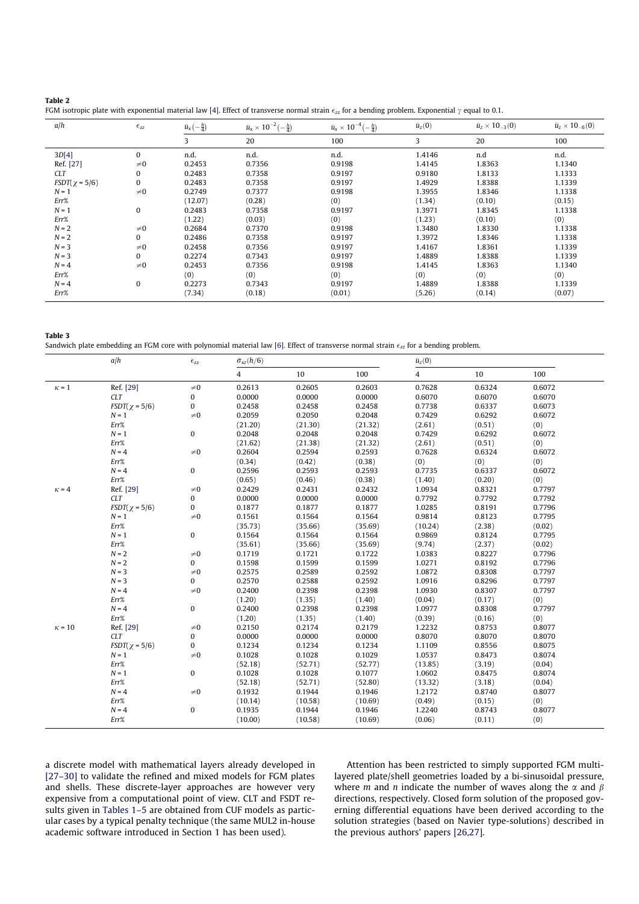**Table 2**
FGM isotropic plate with exponential material law [4]. Effect of transverse normal strain $\epsilon_{zz}$ for a bending problem. Exponential $\gamma$ equal to 0.1.

| $a/h$ | $\epsilon_{zz}$ | $\bar{u}_x(-\frac{h}{4})$ | $\bar{u}_x \times 10^{-2}(-\frac{h}{4})$ | $\bar{u}_x \times 10^{-4}(-\frac{h}{4})$ | $\bar{u}_z(0)$ | $\bar{u}_z \times 10_{-3}(0)$ | $\bar{u}_z \times 10_{-6}(0)$ |
|---|---|---|---|---|---|---|---|
| | | 3 | 20 | 100 | 3 | 20 | 100 |
| 3D[4] | 0 | n.d. | n.d. | n.d. | 1.4146 | n.d | n.d. |
| Ref. [27] | ≠0 | 0.2453 | 0.7356 | 0.9198 | 1.4145 | 1.8363 | 1.1340 |
| *CLT* | 0 | 0.2483 | 0.7358 | 0.9197 | 0.9180 | 1.8133 | 1.1333 |
| *FSDT*($\chi$ = 5/6) | 0 | 0.2483 | 0.7358 | 0.9197 | 1.4929 | 1.8388 | 1.1339 |
| $N = 1$ | ≠0 | 0.2749 | 0.7377 | 0.9198 | 1.3955 | 1.8346 | 1.1338 |
| *Err%* | | (12.07) | (0.28) | (0) | (1.34) | (0.10) | (0.15) |
| $N = 1$ | 0 | 0.2483 | 0.7358 | 0.9197 | 1.3971 | 1.8345 | 1.1338 |
| *Err%* | | (1.22) | (0.03) | (0) | (1.23) | (0.10) | (0) |
| $N = 2$ | ≠0 | 0.2684 | 0.7370 | 0.9198 | 1.3480 | 1.8330 | 1.1338 |
| $N = 2$ | 0 | 0.2486 | 0.7358 | 0.9197 | 1.3972 | 1.8346 | 1.1338 |
| $N = 3$ | ≠0 | 0.2458 | 0.7356 | 0.9197 | 1.4167 | 1.8361 | 1.1339 |
| $N = 3$ | 0 | 0.2274 | 0.7343 | 0.9197 | 1.4889 | 1.8388 | 1.1339 |
| $N = 4$ | ≠0 | 0.2453 | 0.7356 | 0.9198 | 1.4145 | 1.8363 | 1.1340 |
| *Err%* | | (0) | (0) | (0) | (0) | (0) | (0) |
| $N = 4$ | 0 | 0.2273 | 0.7343 | 0.9197 | 1.4889 | 1.8388 | 1.1339 |
| *Err%* | | (7.34) | (0.18) | (0.01) | (5.26) | (0.14) | (0.07) |

**Table 3**
Sandwich plate embedding an FGM core with polynomial material law [6]. Effect of transverse normal strain $\epsilon_{zz}$ for a bending problem.

| | $a/h$ | $\epsilon_{zz}$ | $\bar{\sigma}_{xz}(h/6)$ | | | $\bar{u}_z(0)$ | | |
|---|---|---|---|---|---|---|---|---|
| | | | 4 | 10 | 100 | 4 | 10 | 100 |
| $\kappa = 1$ | Ref. [29] | ≠0 | 0.2613 | 0.2605 | 0.2603 | 0.7628 | 0.6324 | 0.6072 |
| | *CLT* | 0 | 0.0000 | 0.0000 | 0.0000 | 0.6070 | 0.6070 | 0.6070 |
| | *FSDT*($\chi$ = 5/6) | 0 | 0.2458 | 0.2458 | 0.2458 | 0.7738 | 0.6337 | 0.6073 |
| | $N = 1$ | ≠0 | 0.2059 | 0.2050 | 0.2048 | 0.7429 | 0.6292 | 0.6072 |
| | *Err%* | | (21.20) | (21.30) | (21.32) | (2.61) | (0.51) | (0) |
| | $N = 1$ | 0 | 0.2048 | 0.2048 | 0.2048 | 0.7429 | 0.6292 | 0.6072 |
| | *Err%* | | (21.62) | (21.38) | (21.32) | (2.61) | (0.51) | (0) |
| | $N = 4$ | ≠0 | 0.2604 | 0.2594 | 0.2593 | 0.7628 | 0.6324 | 0.6072 |
| | *Err%* | | (0.34) | (0.42) | (0.38) | (0) | (0) | (0) |
| | $N = 4$ | 0 | 0.2596 | 0.2593 | 0.2593 | 0.7735 | 0.6337 | 0.6072 |
| | *Err%* | | (0.65) | (0.46) | (0.38) | (1.40) | (0.20) | (0) |
| $\kappa = 4$ | Ref. [29] | ≠0 | 0.2429 | 0.2431 | 0.2432 | 1.0934 | 0.8321 | 0.7797 |
| | *CLT* | 0 | 0.0000 | 0.0000 | 0.0000 | 0.7792 | 0.7792 | 0.7792 |
| | *FSDT*($\chi$ = 5/6) | 0 | 0.1877 | 0.1877 | 0.1877 | 1.0285 | 0.8191 | 0.7796 |
| | $N = 1$ | ≠0 | 0.1561 | 0.1564 | 0.1564 | 0.9814 | 0.8123 | 0.7795 |
| | *Err%* | | (35.73) | (35.66) | (35.69) | (10.24) | (2.38) | (0.02) |
| | $N = 1$ | 0 | 0.1564 | 0.1564 | 0.1564 | 0.9869 | 0.8124 | 0.7795 |
| | *Err%* | | (35.61) | (35.66) | (35.69) | (9.74) | (2.37) | (0.02) |
| | $N = 2$ | ≠0 | 0.1719 | 0.1721 | 0.1722 | 1.0383 | 0.8227 | 0.7796 |
| | $N = 2$ | 0 | 0.1598 | 0.1599 | 0.1599 | 1.0271 | 0.8192 | 0.7796 |
| | $N = 3$ | ≠0 | 0.2575 | 0.2589 | 0.2592 | 1.0872 | 0.8308 | 0.7797 |
| | $N = 3$ | 0 | 0.2570 | 0.2588 | 0.2592 | 1.0916 | 0.8296 | 0.7797 |
| | $N = 4$ | ≠0 | 0.2400 | 0.2398 | 0.2398 | 1.0930 | 0.8307 | 0.7797 |
| | *Err%* | | (1.20) | (1.35) | (1.40) | (0.04) | (0.17) | (0) |
| | $N = 4$ | 0 | 0.2400 | 0.2398 | 0.2398 | 1.0977 | 0.8308 | 0.7797 |
| | *Err%* | | (1.20) | (1.35) | (1.40) | (0.39) | (0.16) | (0) |
| $\kappa = 10$ | Ref. [29] | ≠0 | 0.2150 | 0.2174 | 0.2179 | 1.2232 | 0.8753 | 0.8077 |
| | *CLT* | 0 | 0.0000 | 0.0000 | 0.0000 | 0.8070 | 0.8070 | 0.8070 |
| | *FSDT*($\chi$ = 5/6) | 0 | 0.1234 | 0.1234 | 0.1234 | 1.1109 | 0.8556 | 0.8075 |
| | $N = 1$ | ≠0 | 0.1028 | 0.1028 | 0.1029 | 1.0537 | 0.8473 | 0.8074 |
| | *Err%* | | (52.18) | (52.71) | (52.77) | (13.85) | (3.19) | (0.04) |
| | $N = 1$ | 0 | 0.1028 | 0.1028 | 0.1077 | 1.0602 | 0.8475 | 0.8074 |
| | *Err%* | | (52.18) | (52.71) | (52.80) | (13.32) | (3.18) | (0.04) |
| | $N = 4$ | ≠0 | 0.1932 | 0.1944 | 0.1946 | 1.2172 | 0.8740 | 0.8077 |
| | *Err%* | | (10.14) | (10.58) | (10.69) | (0.49) | (0.15) | (0) |
| | $N = 4$ | 0 | 0.1935 | 0.1944 | 0.1946 | 1.2240 | 0.8743 | 0.8077 |
| | *Err%* | | (10.00) | (10.58) | (10.69) | (0.06) | (0.11) | (0) |

a discrete model with mathematical layers already developed in [27–30] to validate the refined and mixed models for FGM plates and shells. These discrete-layer approaches are however very expensive from a computational point of view. CLT and FSDT results given in Tables 1–5 are obtained from CUF models as particular cases by a typical penalty technique (the same MUL2 in-house academic software introduced in Section 1 has been used).

Attention has been restricted to simply supported FGM multilayered plate/shell geometries loaded by a bi-sinusoidal pressure, where $m$ and $n$ indicate the number of waves along the $\alpha$ and $\beta$ directions, respectively. Closed form solution of the proposed governing differential equations have been derived according to the solution strategies (based on Navier type-solutions) described in the previous authors' papers [26,27].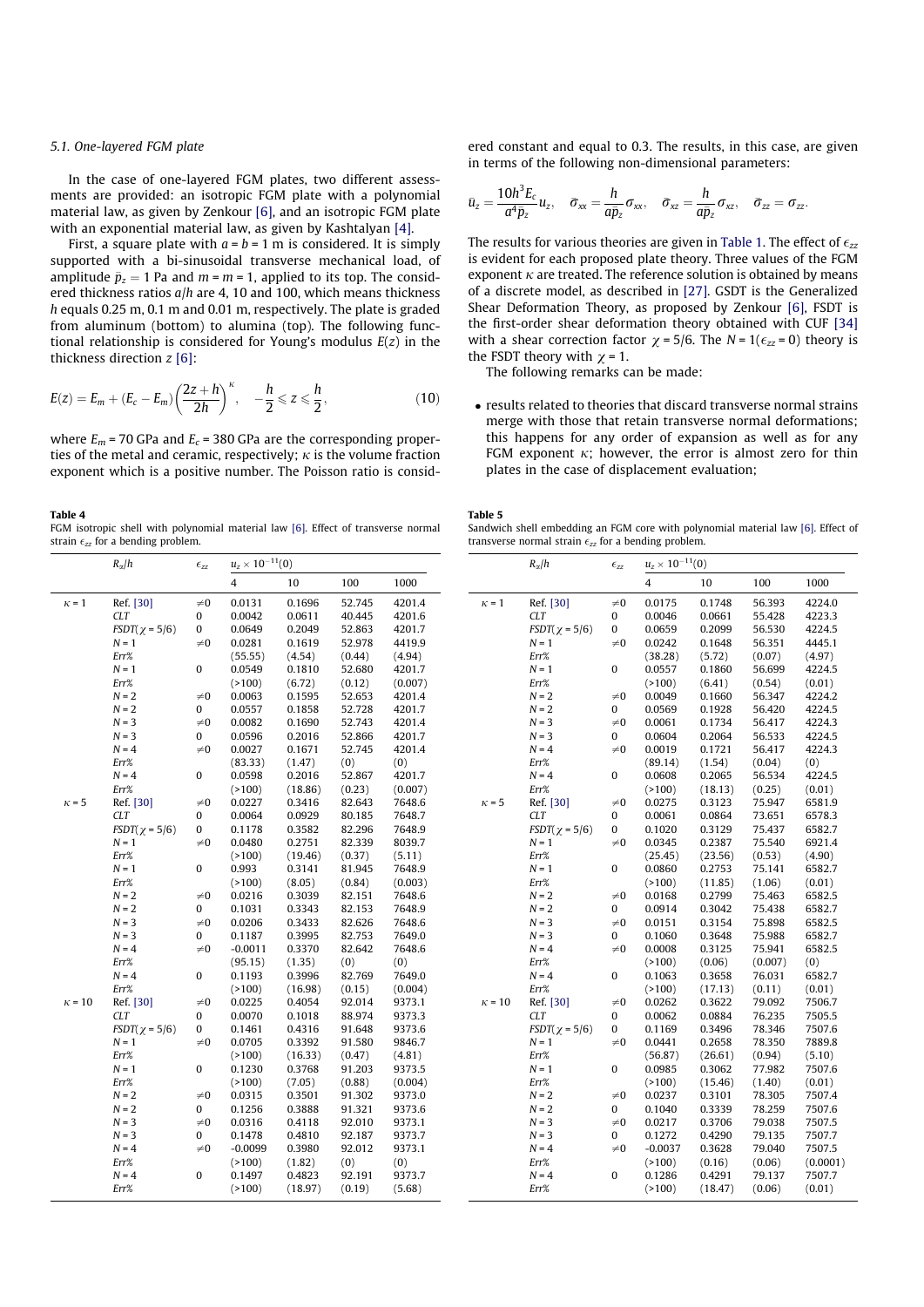### 5.1. One-layered FGM plate

In the case of one-layered FGM plates, two different assessments are provided: an isotropic FGM plate with a polynomial material law, as given by Zenkour [6], and an isotropic FGM plate with an exponential material law, as given by Kashtalyan [4].

First, a square plate with $a = b = 1$ m is considered. It is simply supported with a bi-sinusoidal transverse mechanical load, of amplitude $\bar{p}_z = 1$ Pa and $m = m = 1$, applied to its top. The considered thickness ratios $a/h$ are 4, 10 and 100, which means thickness $h$ equals 0.25 m, 0.1 m and 0.01 m, respectively. The plate is graded from aluminum (bottom) to alumina (top). The following functional relationship is considered for Young's modulus $E(z)$ in the thickness direction $z$ [6]:

$$E(z) = E_m + (E_c - E_m)\left(\frac{2z+h}{2h}\right)^{\kappa}, \quad -\frac{h}{2} \leqslant z \leqslant \frac{h}{2}, \tag{10}$$

where $E_m = 70$ GPa and $E_c = 380$ GPa are the corresponding properties of the metal and ceramic, respectively; $\kappa$ is the volume fraction exponent which is a positive number. The Poisson ratio is considered constant and equal to 0.3. The results, in this case, are given in terms of the following non-dimensional parameters:

$$\bar{u}_z = \frac{10h^3E_c}{a^4\bar{p}_z}u_z, \quad \bar{\sigma}_{xx} = \frac{h}{a\bar{p}_z}\sigma_{xx}, \quad \bar{\sigma}_{xz} = \frac{h}{a\bar{p}_z}\sigma_{xz}, \quad \bar{\sigma}_{zz} = \sigma_{zz}.$$

The results for various theories are given in Table 1. The effect of $\epsilon_{zz}$ is evident for each proposed plate theory. Three values of the FGM exponent $\kappa$ are treated. The reference solution is obtained by means of a discrete model, as described in [27]. GSDT is the Generalized Shear Deformation Theory, as proposed by Zenkour [6], FSDT is the first-order shear deformation theory obtained with CUF [34] with a shear correction factor $\chi = 5/6$. The $N = 1(\epsilon_{zz} = 0)$ theory is the FSDT theory with $\chi = 1$.

The following remarks can be made:

- results related to theories that discard transverse normal strains merge with those that retain transverse normal deformations; this happens for any order of expansion as well as for any FGM exponent $\kappa$; however, the error is almost zero for thin plates in the case of displacement evaluation;

**Table 4**
FGM isotropic shell with polynomial material law [6]. Effect of transverse normal strain $\epsilon_{zz}$ for a bending problem.

| | $R_\alpha/h$ | $\epsilon_{zz}$ | $u_z \times 10^{-11}(0)$ | | | |
|---|---|---|---|---|---|---|
| | | | 4 | 10 | 100 | 1000 |
| $\kappa = 1$ | Ref. [30] | ≠0 | 0.0131 | 0.1696 | 52.745 | 4201.4 |
| | CLT | 0 | 0.0042 | 0.0611 | 40.445 | 4201.6 |
| | FSDT($\chi = 5/6$) | 0 | 0.0649 | 0.2049 | 52.863 | 4201.7 |
| | $N = 1$ | ≠0 | 0.0281 | 0.1619 | 52.978 | 4419.9 |
| | Err% | | (55.55) | (4.54) | (0.44) | (4.94) |
| | $N = 1$ | 0 | 0.0549 | 0.1810 | 52.680 | 4201.7 |
| | Err% | | (>100) | (6.72) | (0.12) | (0.007) |
| | $N = 2$ | ≠0 | 0.0063 | 0.1595 | 52.653 | 4201.4 |
| | $N = 2$ | 0 | 0.0557 | 0.1858 | 52.728 | 4201.7 |
| | $N = 3$ | ≠0 | 0.0082 | 0.1690 | 52.743 | 4201.4 |
| | $N = 3$ | 0 | 0.0596 | 0.2016 | 52.866 | 4201.7 |
| | $N = 4$ | ≠0 | 0.0027 | 0.1671 | 52.745 | 4201.4 |
| | Err% | | (83.33) | (1.47) | (0) | (0) |
| | $N = 4$ | 0 | 0.0598 | 0.2016 | 52.867 | 4201.7 |
| | Err% | | (>100) | (18.86) | (0.23) | (0.007) |
| $\kappa = 5$ | Ref. [30] | ≠0 | 0.0227 | 0.3416 | 82.643 | 7648.6 |
| | CLT | 0 | 0.0064 | 0.0929 | 80.185 | 7648.7 |
| | FSDT($\chi = 5/6$) | 0 | 0.1178 | 0.3582 | 82.296 | 7648.9 |
| | $N = 1$ | ≠0 | 0.0480 | 0.2751 | 82.339 | 8039.7 |
| | Err% | | (>100) | (19.46) | (0.37) | (5.11) |
| | $N = 1$ | 0 | 0.993 | 0.3141 | 81.945 | 7648.9 |
| | Err% | | (>100) | (8.05) | (0.84) | (0.003) |
| | $N = 2$ | ≠0 | 0.0216 | 0.3039 | 82.151 | 7648.6 |
| | $N = 2$ | 0 | 0.1031 | 0.3343 | 82.153 | 7648.9 |
| | $N = 3$ | ≠0 | 0.0206 | 0.3433 | 82.626 | 7648.6 |
| | $N = 3$ | 0 | 0.1187 | 0.3995 | 82.753 | 7649.0 |
| | $N = 4$ | ≠0 | -0.0011 | 0.3370 | 82.642 | 7648.6 |
| | Err% | | (95.15) | (1.35) | (0) | (0) |
| | $N = 4$ | 0 | 0.1193 | 0.3996 | 82.769 | 7649.0 |
| | Err% | | (>100) | (16.98) | (0.15) | (0.004) |
| $\kappa = 10$ | Ref. [30] | ≠0 | 0.0225 | 0.4054 | 92.014 | 9373.1 |
| | CLT | 0 | 0.0070 | 0.1018 | 88.974 | 9373.3 |
| | FSDT($\chi = 5/6$) | 0 | 0.1461 | 0.4316 | 91.648 | 9373.6 |
| | $N = 1$ | ≠0 | 0.0705 | 0.3392 | 91.580 | 9846.7 |
| | Err% | | (>100) | (16.33) | (0.47) | (4.81) |
| | $N = 1$ | 0 | 0.1230 | 0.3768 | 91.203 | 9373.5 |
| | Err% | | (>100) | (7.05) | (0.88) | (0.004) |
| | $N = 2$ | ≠0 | 0.0315 | 0.3501 | 91.302 | 9373.0 |
| | $N = 2$ | 0 | 0.1256 | 0.3888 | 91.321 | 9373.6 |
| | $N = 3$ | ≠0 | 0.0316 | 0.4118 | 92.010 | 9373.1 |
| | $N = 3$ | 0 | 0.1478 | 0.4810 | 92.187 | 9373.7 |
| | $N = 4$ | ≠0 | -0.0099 | 0.3980 | 92.012 | 9373.1 |
| | Err% | | (>100) | (1.82) | (0) | (0) |
| | $N = 4$ | 0 | 0.1497 | 0.4823 | 92.191 | 9373.7 |
| | Err% | | (>100) | (18.97) | (0.19) | (5.68) |

**Table 5**
Sandwich shell embedding an FGM core with polynomial material law [6]. Effect of transverse normal strain $\epsilon_{zz}$ for a bending problem.

| | $R_\alpha/h$ | $\epsilon_{zz}$ | $u_z \times 10^{-11}(0)$ | | | |
|---|---|---|---|---|---|---|
| | | | 4 | 10 | 100 | 1000 |
| $\kappa = 1$ | Ref. [30] | ≠0 | 0.0175 | 0.1748 | 56.393 | 4224.0 |
| | CLT | 0 | 0.0046 | 0.0661 | 55.428 | 4223.3 |
| | FSDT($\chi = 5/6$) | 0 | 0.0659 | 0.2099 | 56.530 | 4224.5 |
| | $N = 1$ | ≠0 | 0.0242 | 0.1648 | 56.351 | 4445.1 |
| | Err% | | (38.28) | (5.72) | (0.07) | (4.97) |
| | $N = 1$ | 0 | 0.0557 | 0.1860 | 56.699 | 4224.5 |
| | Err% | | (>100) | (6.41) | (0.54) | (0.01) |
| | $N = 2$ | ≠0 | 0.0049 | 0.1660 | 56.347 | 4224.2 |
| | $N = 2$ | 0 | 0.0569 | 0.1928 | 56.420 | 4224.5 |
| | $N = 3$ | ≠0 | 0.0061 | 0.1734 | 56.417 | 4224.3 |
| | $N = 3$ | 0 | 0.0604 | 0.2064 | 56.533 | 4224.5 |
| | $N = 4$ | ≠0 | 0.0019 | 0.1721 | 56.417 | 4224.3 |
| | Err% | | (89.14) | (1.54) | (0.04) | (0) |
| | $N = 4$ | 0 | 0.0608 | 0.2065 | 56.534 | 4224.5 |
| | Err% | | (>100) | (18.13) | (0.25) | (0.01) |
| $\kappa = 5$ | Ref. [30] | ≠0 | 0.0275 | 0.3123 | 75.947 | 6581.9 |
| | CLT | 0 | 0.0061 | 0.0864 | 73.651 | 6578.3 |
| | FSDT($\chi = 5/6$) | 0 | 0.1020 | 0.3129 | 75.437 | 6582.7 |
| | $N = 1$ | ≠0 | 0.0345 | 0.2387 | 75.540 | 6921.4 |
| | Err% | | (25.45) | (23.56) | (0.53) | (4.90) |
| | $N = 1$ | 0 | 0.0860 | 0.2753 | 75.141 | 6582.7 |
| | Err% | | (>100) | (11.85) | (1.06) | (0.01) |
| | $N = 2$ | ≠0 | 0.0168 | 0.2799 | 75.463 | 6582.5 |
| | $N = 2$ | 0 | 0.0914 | 0.3042 | 75.438 | 6582.7 |
| | $N = 3$ | ≠0 | 0.0151 | 0.3154 | 75.898 | 6582.5 |
| | $N = 3$ | 0 | 0.1060 | 0.3648 | 75.988 | 6582.7 |
| | $N = 4$ | ≠0 | 0.0008 | 0.3125 | 75.941 | 6582.5 |
| | Err% | | (>100) | (0.06) | (0.007) | (0) |
| | $N = 4$ | 0 | 0.1063 | 0.3658 | 76.031 | 6582.7 |
| | Err% | | (>100) | (17.13) | (0.11) | (0.01) |
| $\kappa = 10$ | Ref. [30] | ≠0 | 0.0262 | 0.3622 | 79.092 | 7506.7 |
| | CLT | 0 | 0.0062 | 0.0884 | 76.235 | 7505.5 |
| | FSDT($\chi = 5/6$) | 0 | 0.1169 | 0.3496 | 78.346 | 7507.6 |
| | $N = 1$ | ≠0 | 0.0441 | 0.2658 | 78.350 | 7889.8 |
| | Err% | | (56.87) | (26.61) | (0.94) | (5.10) |
| | $N = 1$ | 0 | 0.0985 | 0.3062 | 77.982 | 7507.6 |
| | Err% | | (>100) | (15.46) | (1.40) | (0.01) |
| | $N = 2$ | ≠0 | 0.0237 | 0.3101 | 78.305 | 7507.4 |
| | $N = 2$ | 0 | 0.1040 | 0.3339 | 78.259 | 7507.6 |
| | $N = 3$ | ≠0 | 0.0217 | 0.3706 | 79.038 | 7507.5 |
| | $N = 3$ | 0 | 0.1272 | 0.4290 | 79.135 | 7507.7 |
| | $N = 4$ | ≠0 | -0.0037 | 0.3628 | 79.040 | 7507.5 |
| | Err% | | (>100) | (0.16) | (0.06) | (0.0001) |
| | $N = 4$ | 0 | 0.1286 | 0.4291 | 79.137 | 7507.7 |
| | Err% | | (>100) | (18.47) | (0.06) | (0.01) |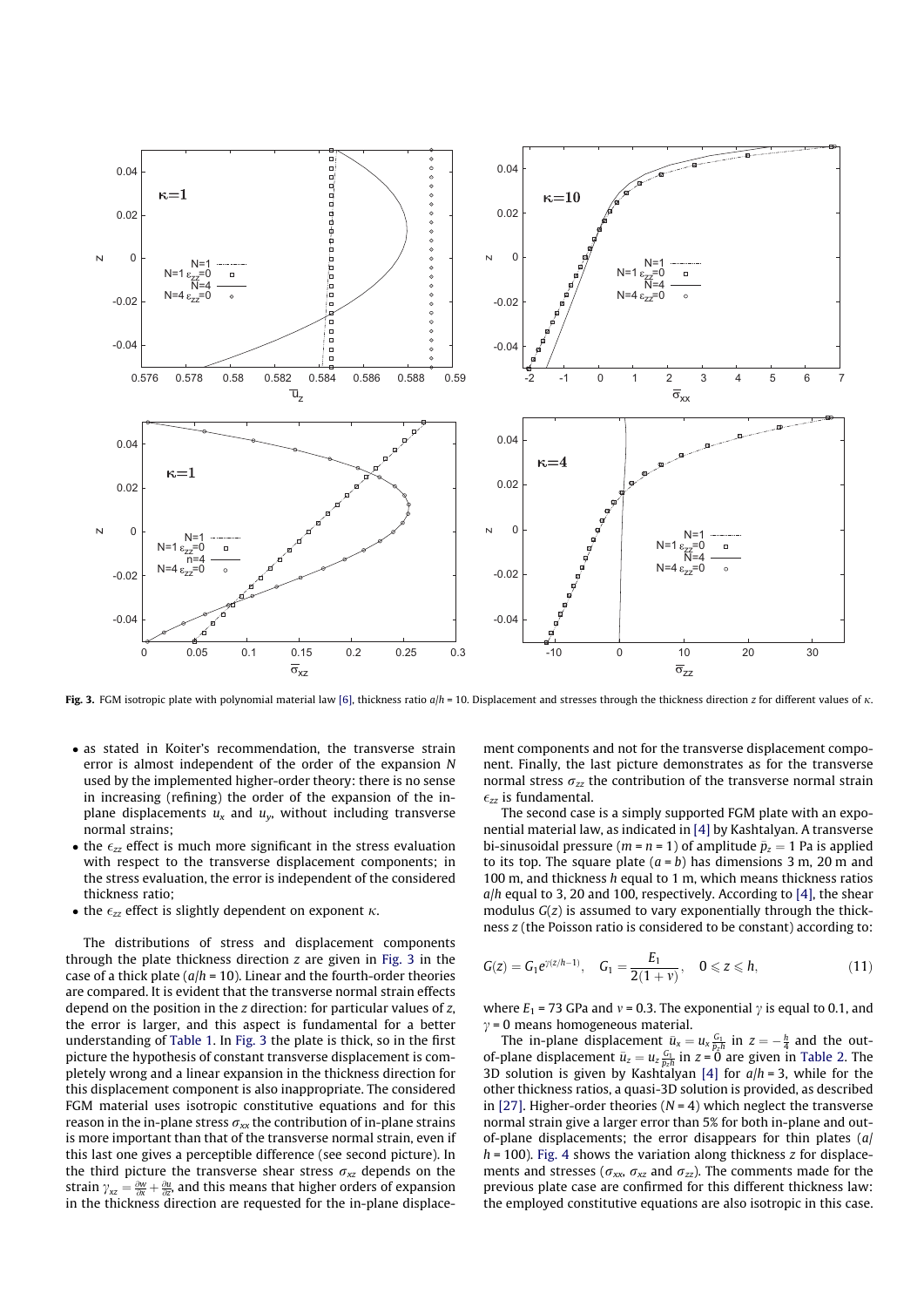κ=1

z

0.04
0.02
0
-0.02
-0.04

N=1
N=1 $\epsilon_{zz}$=0
N=4
N=4 $\epsilon_{zz}$=0

0.576 0.578 0.58 0.582 0.584 0.586 0.588 0.59

$\bar{u}_z$

κ=10

z

0.04
0.02
0
-0.02
-0.04

N=1
N=1 $\epsilon_{zz}$=0
N=4
N=4 $\epsilon_{zz}$=0

-2 -1 0 1 2 3 4 5 6 7

$\bar{\sigma}_{xx}$

κ=1

z

0.04
0.02
0
-0.02
-0.04

N=1
N=1 $\epsilon_{zz}$=0
n=4
N=4 $\epsilon_{zz}$=0

0 0.05 0.1 0.15 0.2 0.25 0.3

$\bar{\sigma}_{xz}$

κ=4

z

0.04
0.02
0
-0.02
-0.04

N=1
N=1 $\epsilon_{zz}$=0
N=4
N=4 $\epsilon_{zz}$=0

-10 0 10 20 30

$\bar{\sigma}_{zz}$

**Fig. 3.** FGM isotropic plate with polynomial material law [6], thickness ratio $a/h$ = 10. Displacement and stresses through the thickness direction $z$ for different values of $\kappa$.

- as stated in Koiter's recommendation, the transverse strain error is almost independent of the order of the expansion $N$ used by the implemented higher-order theory: there is no sense in increasing (refining) the order of the expansion of the in-plane displacements $u_x$ and $u_y$, without including transverse normal strains;
- the $\epsilon_{zz}$ effect is much more significant in the stress evaluation with respect to the transverse displacement components; in the stress evaluation, the error is independent of the considered thickness ratio;
- the $\epsilon_{zz}$ effect is slightly dependent on exponent $\kappa$.

The distributions of stress and displacement components through the plate thickness direction $z$ are given in Fig. 3 in the case of a thick plate ($a/h$ = 10). Linear and the fourth-order theories are compared. It is evident that the transverse normal strain effects depend on the position in the $z$ direction: for particular values of $z$, the error is larger, and this aspect is fundamental for a better understanding of Table 1. In Fig. 3 the plate is thick, so in the first picture the hypothesis of constant transverse displacement is completely wrong and a linear expansion in the thickness direction for this displacement component is also inappropriate. The considered FGM material uses isotropic constitutive equations and for this reason in the in-plane stress $\sigma_{xx}$ the contribution of in-plane strains is more important than that of the transverse normal strain, even if this last one gives a perceptible difference (see second picture). In the third picture the transverse shear stress $\sigma_{xz}$ depends on the strain $\gamma_{xz} = \frac{\partial w}{\partial x} + \frac{\partial u}{\partial z}$, and this means that higher orders of expansion in the thickness direction are requested for the in-plane displacement components and not for the transverse displacement component. Finally, the last picture demonstrates as for the transverse normal stress $\sigma_{zz}$ the contribution of the transverse normal strain $\epsilon_{zz}$ is fundamental.

The second case is a simply supported FGM plate with an exponential material law, as indicated in [4] by Kashtalyan. A transverse bi-sinusoidal pressure ($m = n = 1$) of amplitude $\bar{p}_z = 1$ Pa is applied to its top. The square plate ($a = b$) has dimensions 3 m, 20 m and 100 m, and thickness $h$ equal to 1 m, which means thickness ratios $a/h$ equal to 3, 20 and 100, respectively. According to [4], the shear modulus $G(z)$ is assumed to vary exponentially through the thickness $z$ (the Poisson ratio is considered to be constant) according to:

$$G(z) = G_1 e^{\gamma(z/h-1)}, \quad G_1 = \frac{E_1}{2(1+\nu)}, \quad 0 \leqslant z \leqslant h, \tag{11}$$

where $E_1$ = 73 GPa and $\nu$ = 0.3. The exponential $\gamma$ is equal to 0.1, and $\gamma = 0$ means homogeneous material.

The in-plane displacement $\bar{u}_x = u_x \frac{G_1}{\bar{p}_z h}$ in $z = -\frac{h}{4}$ and the out-of-plane displacement $\bar{u}_z = u_z \frac{G_1}{\bar{p}_z h}$ in $z = 0$ are given in Table 2. The 3D solution is given by Kashtalyan [4] for $a/h$ = 3, while for the other thickness ratios, a quasi-3D solution is provided, as described in [27]. Higher-order theories ($N$ = 4) which neglect the transverse normal strain give a larger error than 5% for both in-plane and out-of-plane displacements; the error disappears for thin plates ($a/h$ = 100). Fig. 4 shows the variation along thickness $z$ for displacements and stresses ($\sigma_{xx}$, $\sigma_{xz}$ and $\sigma_{zz}$). The comments made for the previous plate case are confirmed for this different thickness law: the employed constitutive equations are also isotropic in this case.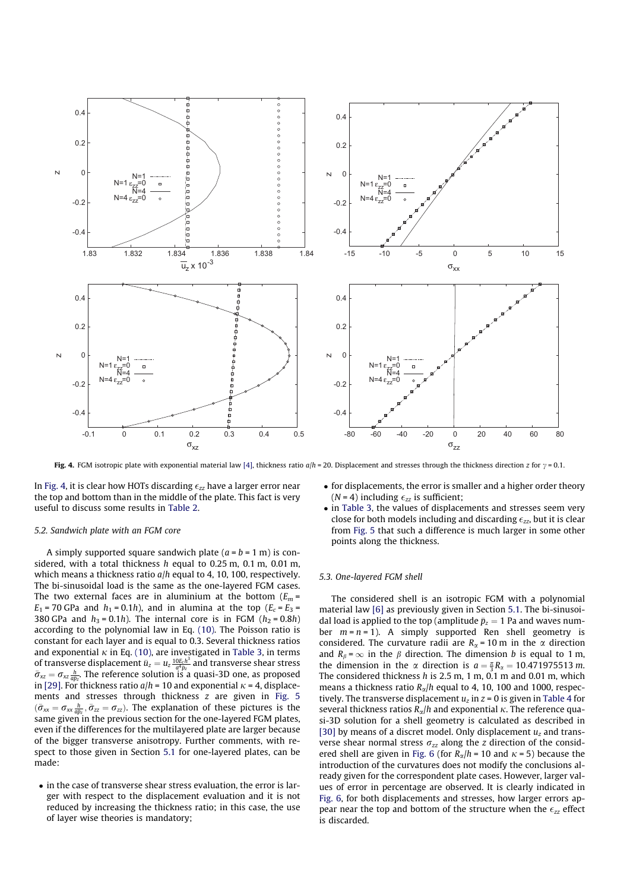0.4
0.2
z 0
-0.2
-0.4
1.83 1.832 1.834 1.836 1.838 1.84
$\overline{u}_z \times 10^{-3}$
N=1
N=1 $\epsilon_{zz}$=0
N=4
N=4 $\epsilon_{zz}$=0

0.4
0.2
z 0
-0.2
-0.4
-15 -10 -5 0 5 10 15
$\sigma_{xx}$
N=1
N=1 $\epsilon_{zz}$=0
N=4
N=4 $\epsilon_{zz}$=0

0.4
0.2
z 0
-0.2
-0.4
-0.1 0 0.1 0.2 0.3 0.4 0.5
$\sigma_{xz}$
N=1
N=1 $\epsilon_{zz}$=0
N=4
N=4 $\epsilon_{zz}$=0

0.4
0.2
z 0
-0.2
-0.4
-80 -60 -40 -20 0 20 40 60 80
$\sigma_{zz}$
N=1
N=1 $\epsilon_{zz}$=0
N=4
N=4 $\epsilon_{zz}$=0

**Fig. 4.** FGM isotropic plate with exponential material law [4], thickness ratio $a/h = 20$. Displacement and stresses through the thickness direction $z$ for $\gamma = 0.1$.

In Fig. 4, it is clear how HOTs discarding $\epsilon_{zz}$ have a larger error near the top and bottom than in the middle of the plate. This fact is very useful to discuss some results in Table 2.

### 5.2. Sandwich plate with an FGM core

A simply supported square sandwich plate ($a = b = 1$ m) is considered, with a total thickness $h$ equal to 0.25 m, 0.1 m, 0.01 m, which means a thickness ratio $a/h$ equal to 4, 10, 100, respectively. The bi-sinusoidal load is the same as the one-layered FGM cases. The two external faces are in aluminium at the bottom ($E_m = E_1 = 70$ GPa and $h_1 = 0.1h$), and in alumina at the top ($E_c = E_3 = 380$ GPa and $h_3 = 0.1h$). The internal core is in FGM ($h_2 = 0.8h$) according to the polynomial law in Eq. (10). The Poisson ratio is constant for each layer and is equal to 0.3. Several thickness ratios and exponential $\kappa$ in Eq. (10), are investigated in Table 3, in terms of transverse displacement $\bar{u}_z = u_z \frac{10 E_c h^3}{a^4 \bar{p}_z}$ and transverse shear stress $\bar{\sigma}_{xz} = \sigma_{xz} \frac{h}{a \bar{p}_z}$. The reference solution is a quasi-3D one, as proposed in [29]. For thickness ratio $a/h = 10$ and exponential $\kappa = 4$, displacements and stresses through thickness $z$ are given in Fig. 5 ($\bar{\sigma}_{xx} = \sigma_{xx} \frac{h}{a \bar{p}_z}, \bar{\sigma}_{zz} = \sigma_{zz}$). The explanation of these pictures is the same given in the previous section for the one-layered FGM plates, even if the differences for the multilayered plate are larger because of the bigger transverse anisotropy. Further comments, with respect to those given in Section 5.1 for one-layered plates, can be made:

- in the case of transverse shear stress evaluation, the error is larger with respect to the displacement evaluation and it is not reduced by increasing the thickness ratio; in this case, the use of layer wise theories is mandatory;
- for displacements, the error is smaller and a higher order theory ($N = 4$) including $\epsilon_{zz}$ is sufficient;
- in Table 3, the values of displacements and stresses seem very close for both models including and discarding $\epsilon_{zz}$, but it is clear from Fig. 5 that such a difference is much larger in some other points along the thickness.

### 5.3. One-layered FGM shell

The considered shell is an isotropic FGM with a polynomial material law [6] as previously given in Section 5.1. The bi-sinusoidal load is applied to the top (amplitude $\bar{p}_z = 1$ Pa and waves number $m = n = 1$). A simply supported Ren shell geometry is considered. The curvature radii are $R_\alpha = 10$ m in the $\alpha$ direction and $R_\beta = \infty$ in the $\beta$ direction. The dimension $b$ is equal to 1 m, the dimension in the $\alpha$ direction is $a = \frac{\pi}{3} R_\alpha = 10.471975513$ $m$. The considered thickness $h$ is 2.5 m, 1 m, 0.1 m and 0.01 m, which means a thickness ratio $R_\alpha/h$ equal to 4, 10, 100 and 1000, respectively. The transverse displacement $u_z$ in $z = 0$ is given in Table 4 for several thickness ratios $R_\alpha/h$ and exponential $\kappa$. The reference quasi-3D solution for a shell geometry is calculated as described in [30] by means of a discret model. Only displacement $u_z$ and transverse shear normal stress $\sigma_{zz}$ along the $z$ direction of the considered shell are given in Fig. 6 (for $R_\alpha/h = 10$ and $\kappa = 5$) because the introduction of the curvatures does not modify the conclusions already given for the correspondent plate cases. However, larger values of error in percentage are observed. It is clearly indicated in Fig. 6, for both displacements and stresses, how larger errors appear near the top and bottom of the structure when the $\epsilon_{zz}$ effect is discarded.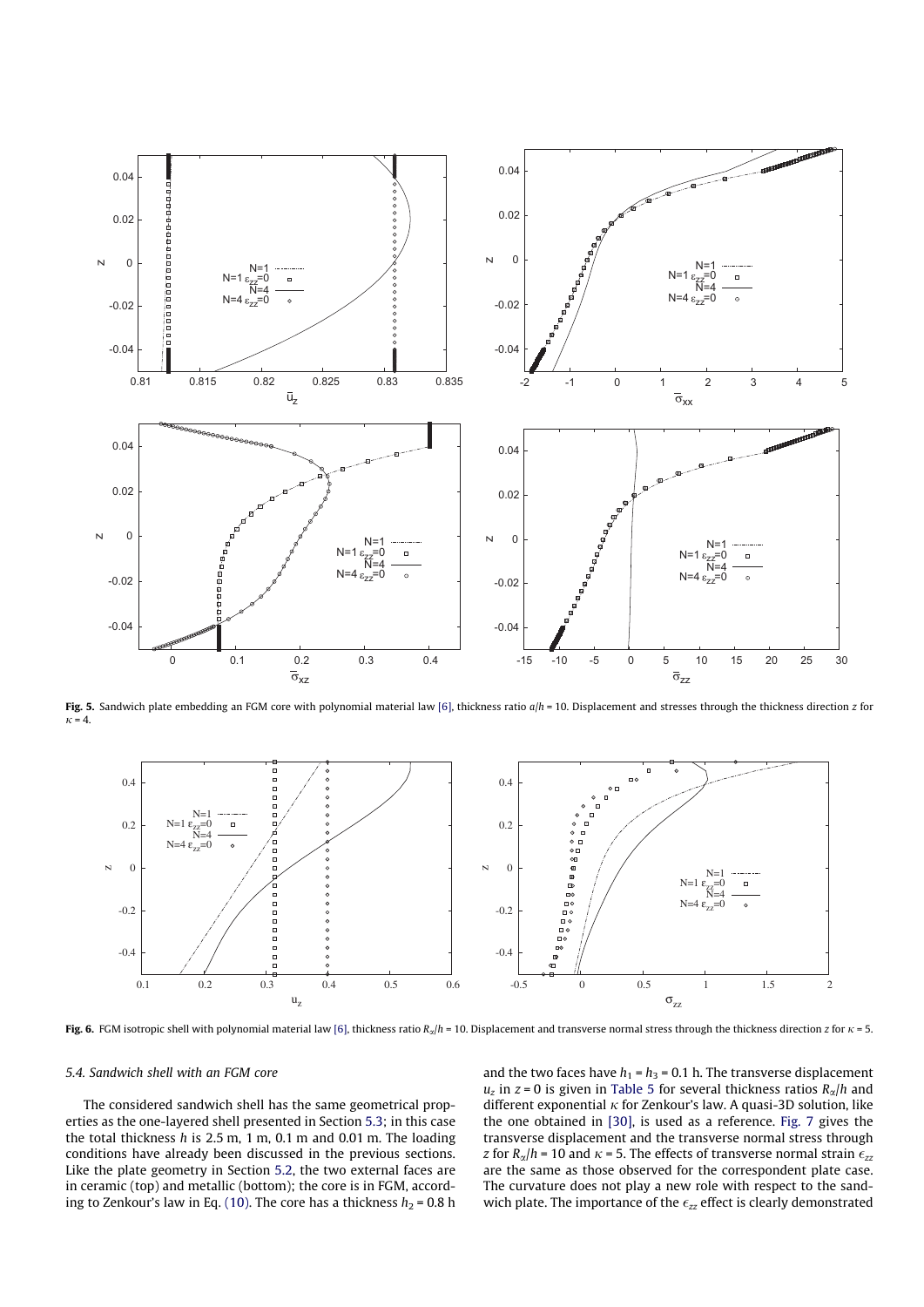**Fig. 5.** Sandwich plate embedding an FGM core with polynomial material law [6], thickness ratio $a/h = 10$. Displacement and stresses through the thickness direction $z$ for $\kappa = 4$.

**Fig. 6.** FGM isotropic shell with polynomial material law [6], thickness ratio $R_\alpha/h = 10$. Displacement and transverse normal stress through the thickness direction $z$ for $\kappa = 5$.

### 5.4. Sandwich shell with an FGM core

The considered sandwich shell has the same geometrical properties as the one-layered shell presented in Section 5.3; in this case the total thickness $h$ is 2.5 m, 1 m, 0.1 m and 0.01 m. The loading conditions have already been discussed in the previous sections. Like the plate geometry in Section 5.2, the two external faces are in ceramic (top) and metallic (bottom); the core is in FGM, according to Zenkour's law in Eq. (10). The core has a thickness $h_2 = 0.8$ h and the two faces have $h_1 = h_3 = 0.1$ h. The transverse displacement $u_z$ in $z = 0$ is given in Table 5 for several thickness ratios $R_\alpha/h$ and different exponential $\kappa$ for Zenkour's law. A quasi-3D solution, like the one obtained in [30], is used as a reference. Fig. 7 gives the transverse displacement and the transverse normal stress through $z$ for $R_\alpha/h = 10$ and $\kappa = 5$. The effects of transverse normal strain $\epsilon_{zz}$ are the same as those observed for the correspondent plate case. The curvature does not play a new role with respect to the sandwich plate. The importance of the $\epsilon_{zz}$ effect is clearly demonstrated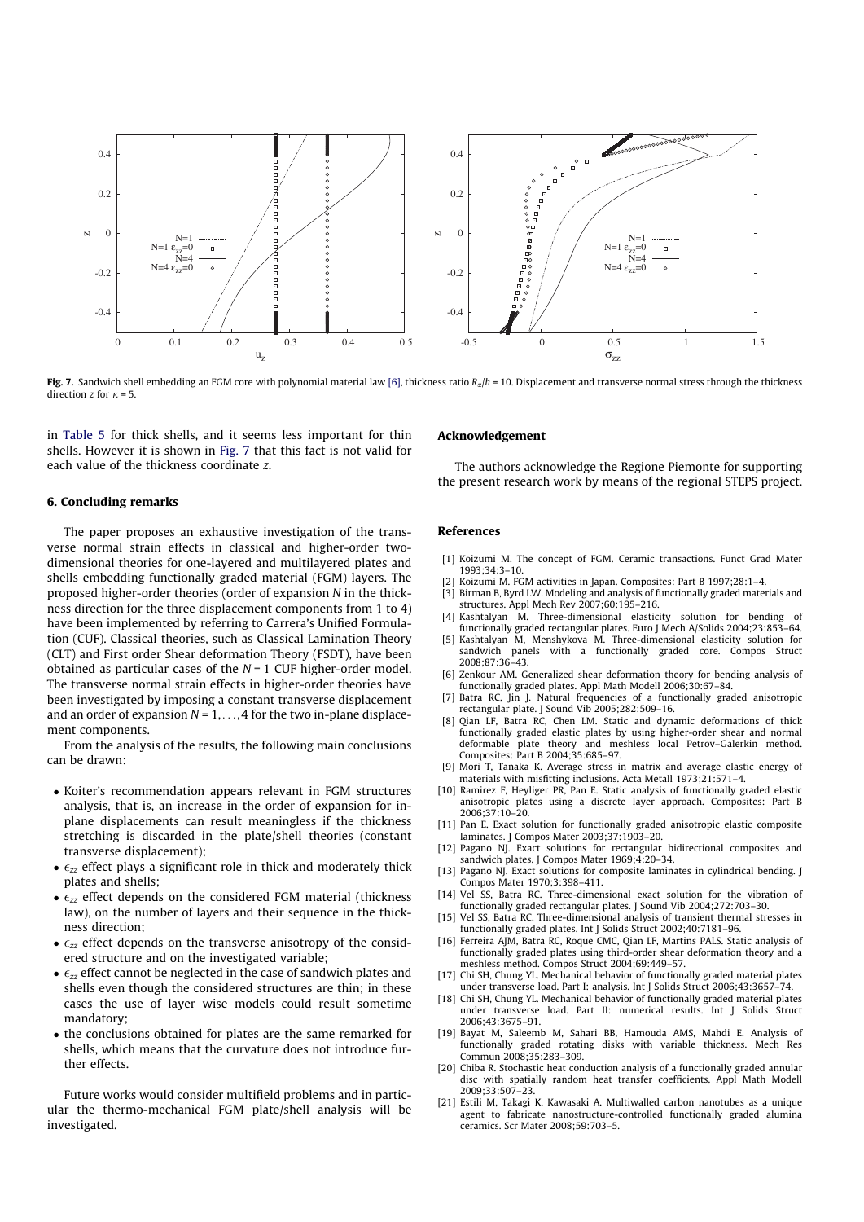0.4
0.2
z 0
-0.2
-0.4
0 0.1 0.2 0.3 0.4 0.5
$u_z$

N=1
N=1 $\varepsilon_{zz}$=0
N=4
N=4 $\varepsilon_{zz}$=0

0.4
0.2
z 0
-0.2
-0.4
-0.5 0 0.5 1 1.5
$\sigma_{zz}$

N=1
N=1 $\varepsilon_{zz}$=0
N=4
N=4 $\varepsilon_{zz}$=0

**Fig. 7.** Sandwich shell embedding an FGM core with polynomial material law [6], thickness ratio $R_\alpha/h = 10$. Displacement and transverse normal stress through the thickness direction $z$ for $\kappa = 5$.

in Table 5 for thick shells, and it seems less important for thin shells. However it is shown in Fig. 7 that this fact is not valid for each value of the thickness coordinate $z$.

## 6. Concluding remarks

The paper proposes an exhaustive investigation of the transverse normal strain effects in classical and higher-order two-dimensional theories for one-layered and multilayered plates and shells embedding functionally graded material (FGM) layers. The proposed higher-order theories (order of expansion $N$ in the thickness direction for the three displacement components from 1 to 4) have been implemented by referring to Carrera's Unified Formulation (CUF). Classical theories, such as Classical Lamination Theory (CLT) and First order Shear deformation Theory (FSDT), have been obtained as particular cases of the $N = 1$ CUF higher-order model. The transverse normal strain effects in higher-order theories have been investigated by imposing a constant transverse displacement and an order of expansion $N = 1, \ldots, 4$ for the two in-plane displacement components.

From the analysis of the results, the following main conclusions can be drawn:

- Koiter's recommendation appears relevant in FGM structures analysis, that is, an increase in the order of expansion for in-plane displacements can result meaningless if the thickness stretching is discarded in the plate/shell theories (constant transverse displacement);
- $\epsilon_{zz}$ effect plays a significant role in thick and moderately thick plates and shells;
- $\epsilon_{zz}$ effect depends on the considered FGM material (thickness law), on the number of layers and their sequence in the thickness direction;
- $\epsilon_{zz}$ effect depends on the transverse anisotropy of the considered structure and on the investigated variable;
- $\epsilon_{zz}$ effect cannot be neglected in the case of sandwich plates and shells even though the considered structures are thin; in these cases the use of layer wise models could result sometime mandatory;
- the conclusions obtained for plates are the same remarked for shells, which means that the curvature does not introduce further effects.

Future works would consider multifield problems and in particular the thermo-mechanical FGM plate/shell analysis will be investigated.

## Acknowledgement

The authors acknowledge the Regione Piemonte for supporting the present research work by means of the regional STEPS project.

## References

[1] Koizumi M. The concept of FGM. Ceramic transactions. Funct Grad Mater 1993;34:3–10.

[2] Koizumi M. FGM activities in Japan. Composites: Part B 1997;28:1–4.

[3] Birman B, Byrd LW. Modeling and analysis of functionally graded materials and structures. Appl Mech Rev 2007;60:195–216.

[4] Kashtalyan M. Three-dimensional elasticity solution for bending of functionally graded rectangular plate. Euro J Mech A/Solids 2004;23:853–64.

[5] Kashtalyan M, Menshykova M. Three-dimensional elasticity solution for sandwich panels with a functionally graded core. Compos Struct 2008;87:36–43.

[6] Zenkour AM. Generalized shear deformation theory for bending analysis of functionally graded plates. Appl Math Modell 2006;30:67–84.

[7] Batra RC, Jin J. Natural frequencies of a functionally graded anisotropic rectangular plate. J Sound Vib 2005;282:509–16.

[8] Qian LF, Batra RC, Chen LM. Static and dynamic deformations of thick functionally graded elastic plates by using higher-order shear and normal deformable plate theory and meshless local Petrov–Galerkin method. Composites: Part B 2004;35:685–97.

[9] Mori T, Tanaka K. Average stress in matrix and average elastic energy of materials with misfitting inclusions. Acta Metall 1973;21:571–4.

[10] Ramirez F, Heyliger PR, Pan E. Static analysis of functionally graded elastic anisotropic plates using a discrete layer approach. Composites: Part B 2006;37:10–20.

[11] Pan E. Exact solution for functionally graded anisotropic elastic composite laminates. J Compos Mater 2003;37:1903–20.

[12] Pagano NJ. Exact solutions for rectangular bidirectional composites and sandwich plates. J Compos Mater 1969;4:20–34.

[13] Pagano NJ. Exact solutions for composite laminates in cylindrical bending. J Compos Mater 1970;3:398–411.

[14] Vel SS, Batra RC. Three-dimensional exact solution for the vibration of functionally graded rectangular plates. J Sound Vib 2004;272:703–30.

[15] Vel SS, Batra RC. Three-dimensional analysis of transient thermal stresses in functionally graded plates. Int J Solids Struct 2002;40:7181–96.

[16] Ferreira AJM, Batra RC, Roque CMC, Qian LF, Martins PALS. Static analysis of functionally graded plates using third-order shear deformation theory and a meshless method. Compos Struct 2004;69:449–57.

[17] Chi SH, Chung YL. Mechanical behavior of functionally graded material plates under transverse load. Part I: analysis. Int J Solids Struct 2006;43:3657–74.

[18] Chi SH, Chung YL. Mechanical behavior of functionally graded material plates under transverse load. Part II: numerical results. Int J Solids Struct 2006;43:3675–91.

[19] Bayat M, Saleemb M, Sahari BB, Hamouda AMS, Mahdi E. Analysis of functionally graded rotating disks with variable thickness. Mech Res Commun 2008;35:283–309.

[20] Chiba R. Stochastic heat conduction analysis of a functionally graded annular disc with spatially random heat transfer coefficients. Appl Math Modell 2009;33:507–23.

[21] Estili M, Takagi K, Kawasaki A. Multiwalled carbon nanotubes as a unique agent to fabricate nanostructure-controlled functionally graded alumina ceramics. Scr Mater 2008;59:703–5.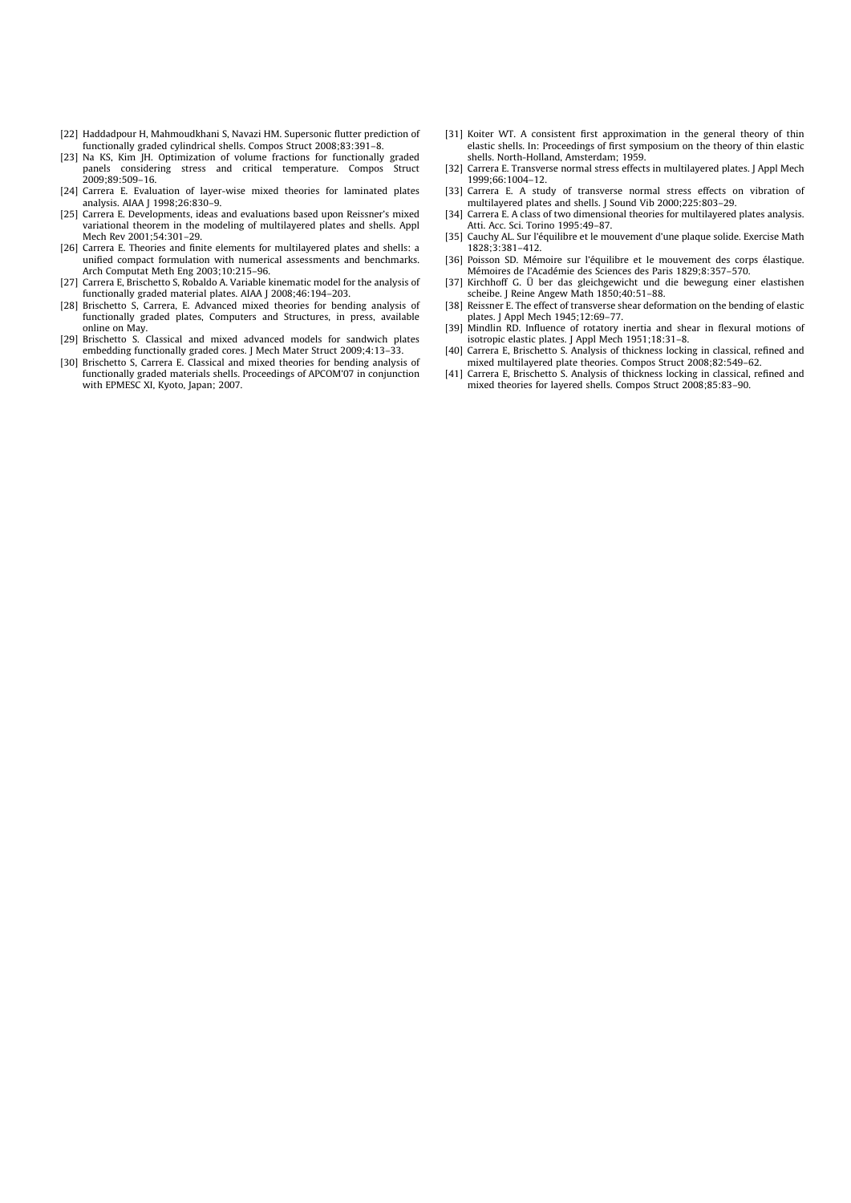[22] Haddadpour H, Mahmoudkhani S, Navazi HM. Supersonic flutter prediction of functionally graded cylindrical shells. Compos Struct 2008;83:391–8.

[23] Na KS, Kim JH. Optimization of volume fractions for functionally graded panels considering stress and critical temperature. Compos Struct 2009;89:509–16.

[24] Carrera E. Evaluation of layer-wise mixed theories for laminated plates analysis. AIAA J 1998;26:830–9.

[25] Carrera E. Developments, ideas and evaluations based upon Reissner's mixed variational theorem in the modeling of multilayered plates and shells. Appl Mech Rev 2001;54:301–29.

[26] Carrera E. Theories and finite elements for multilayered plates and shells: a unified compact formulation with numerical assessments and benchmarks. Arch Computat Meth Eng 2003;10:215–96.

[27] Carrera E, Brischetto S, Robaldo A. Variable kinematic model for the analysis of functionally graded material plates. AIAA J 2008;46:194–203.

[28] Brischetto S, Carrera, E. Advanced mixed theories for bending analysis of functionally graded plates, Computers and Structures, in press, available online on May.

[29] Brischetto S. Classical and mixed advanced models for sandwich plates embedding functionally graded cores. J Mech Mater Struct 2009;4:13–33.

[30] Brischetto S, Carrera E. Classical and mixed theories for bending analysis of functionally graded materials shells. Proceedings of APCOM'07 in conjunction with EPMESC XI, Kyoto, Japan; 2007.

[31] Koiter WT. A consistent first approximation in the general theory of thin elastic shells. In: Proceedings of first symposium on the theory of thin elastic shells. North-Holland, Amsterdam; 1959.

[32] Carrera E. Transverse normal stress effects in multilayered plates. J Appl Mech 1999;66:1004–12.

[33] Carrera E. A study of transverse normal stress effects on vibration of multilayered plates and shells. J Sound Vib 2000;225:803–29.

[34] Carrera E. A class of two dimensional theories for multilayered plates analysis. Atti. Acc. Sci. Torino 1995:49–87.

[35] Cauchy AL. Sur l'équilibre et le mouvement d'une plaque solide. Exercise Math 1828;3:381–412.

[36] Poisson SD. Mémoire sur l'équilibre et le mouvement des corps élastique. Mémoires de l'Académie des Sciences des Paris 1829;8:357–570.

[37] Kirchhoff G. Ü ber das gleichgewicht und die bewegung einer elastishen scheibe. J Reine Angew Math 1850;40:51–88.

[38] Reissner E. The effect of transverse shear deformation on the bending of elastic plates. J Appl Mech 1945;12:69–77.

[39] Mindlin RD. Influence of rotatory inertia and shear in flexural motions of isotropic elastic plates. J Appl Mech 1951;18:31–8.

[40] Carrera E, Brischetto S. Analysis of thickness locking in classical, refined and mixed multilayered plate theories. Compos Struct 2008;82:549–62.

[41] Carrera E, Brischetto S. Analysis of thickness locking in classical, refined and mixed theories for layered shells. Compos Struct 2008;85:83–90.